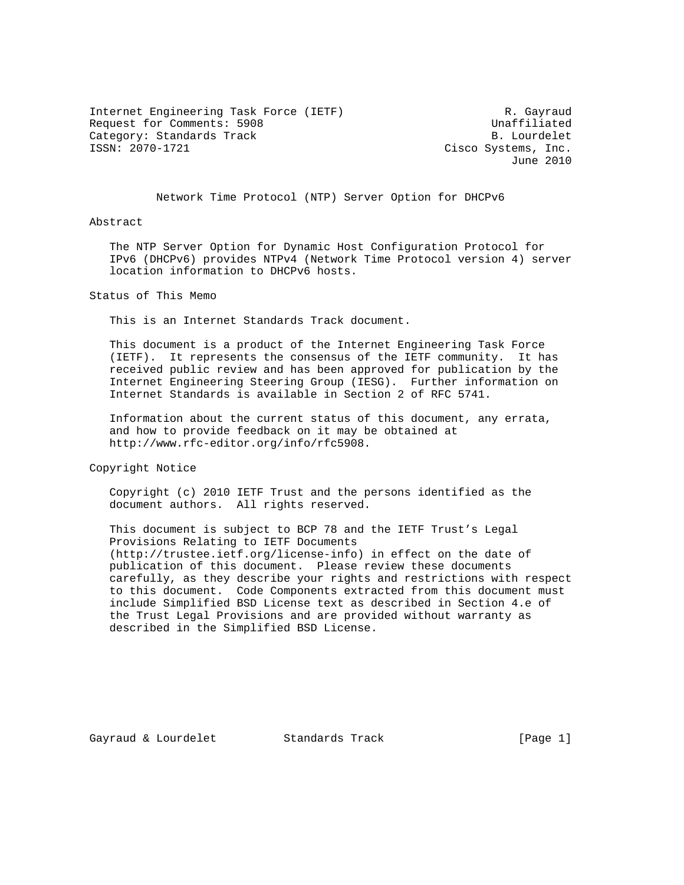Internet Engineering Task Force (IETF) R. Gayraud
Request for Comments: 5908 Unaffiliated
Category: Standards Track B. Lourdelet
ISSN: 2070-1721 Cisco Systems, Inc.
June 2010

# Network Time Protocol (NTP) Server Option for DHCPv6

## Abstract

The NTP Server Option for Dynamic Host Configuration Protocol for IPv6 (DHCPv6) provides NTPv4 (Network Time Protocol version 4) server location information to DHCPv6 hosts.

## Status of This Memo

This is an Internet Standards Track document.

This document is a product of the Internet Engineering Task Force (IETF). It represents the consensus of the IETF community. It has received public review and has been approved for publication by the Internet Engineering Steering Group (IESG). Further information on Internet Standards is available in Section 2 of RFC 5741.

Information about the current status of this document, any errata, and how to provide feedback on it may be obtained at http://www.rfc-editor.org/info/rfc5908.

## Copyright Notice

Copyright (c) 2010 IETF Trust and the persons identified as the document authors. All rights reserved.

This document is subject to BCP 78 and the IETF Trust's Legal Provisions Relating to IETF Documents (http://trustee.ietf.org/license-info) in effect on the date of publication of this document. Please review these documents carefully, as they describe your rights and restrictions with respect to this document. Code Components extracted from this document must include Simplified BSD License text as described in Section 4.e of the Trust Legal Provisions and are provided without warranty as described in the Simplified BSD License.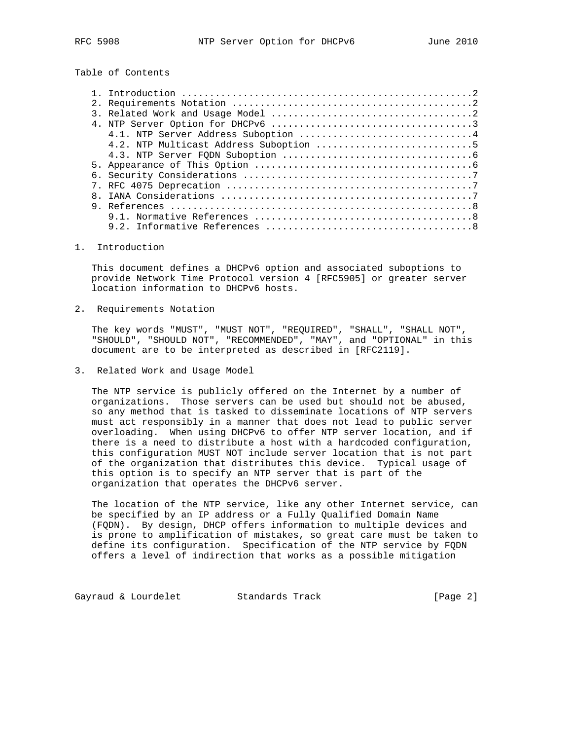Table of Contents

1. Introduction ....................................................2
2. Requirements Notation ...........................................2
3. Related Work and Usage Model ....................................2
4. NTP Server Option for DHCPv6 ....................................3
   4.1. NTP Server Address Suboption ...............................4
   4.2. NTP Multicast Address Suboption ............................5
   4.3. NTP Server FQDN Suboption ..................................6
5. Appearance of This Option .......................................6
6. Security Considerations .........................................7
7. RFC 4075 Deprecation ............................................7
8. IANA Considerations .............................................7
9. References ......................................................8
   9.1. Normative References .......................................8
   9.2. Informative References .....................................8

# 1. Introduction

This document defines a DHCPv6 option and associated suboptions to provide Network Time Protocol version 4 [RFC5905] or greater server location information to DHCPv6 hosts.

# 2. Requirements Notation

The key words "MUST", "MUST NOT", "REQUIRED", "SHALL", "SHALL NOT", "SHOULD", "SHOULD NOT", "RECOMMENDED", "MAY", and "OPTIONAL" in this document are to be interpreted as described in [RFC2119].

# 3. Related Work and Usage Model

The NTP service is publicly offered on the Internet by a number of organizations. Those servers can be used but should not be abused, so any method that is tasked to disseminate locations of NTP servers must act responsibly in a manner that does not lead to public server overloading. When using DHCPv6 to offer NTP server location, and if there is a need to distribute a host with a hardcoded configuration, this configuration MUST NOT include server location that is not part of the organization that distributes this device. Typical usage of this option is to specify an NTP server that is part of the organization that operates the DHCPv6 server.

The location of the NTP service, like any other Internet service, can be specified by an IP address or a Fully Qualified Domain Name (FQDN). By design, DHCP offers information to multiple devices and is prone to amplification of mistakes, so great care must be taken to define its configuration. Specification of the NTP service by FQDN offers a level of indirection that works as a possible mitigation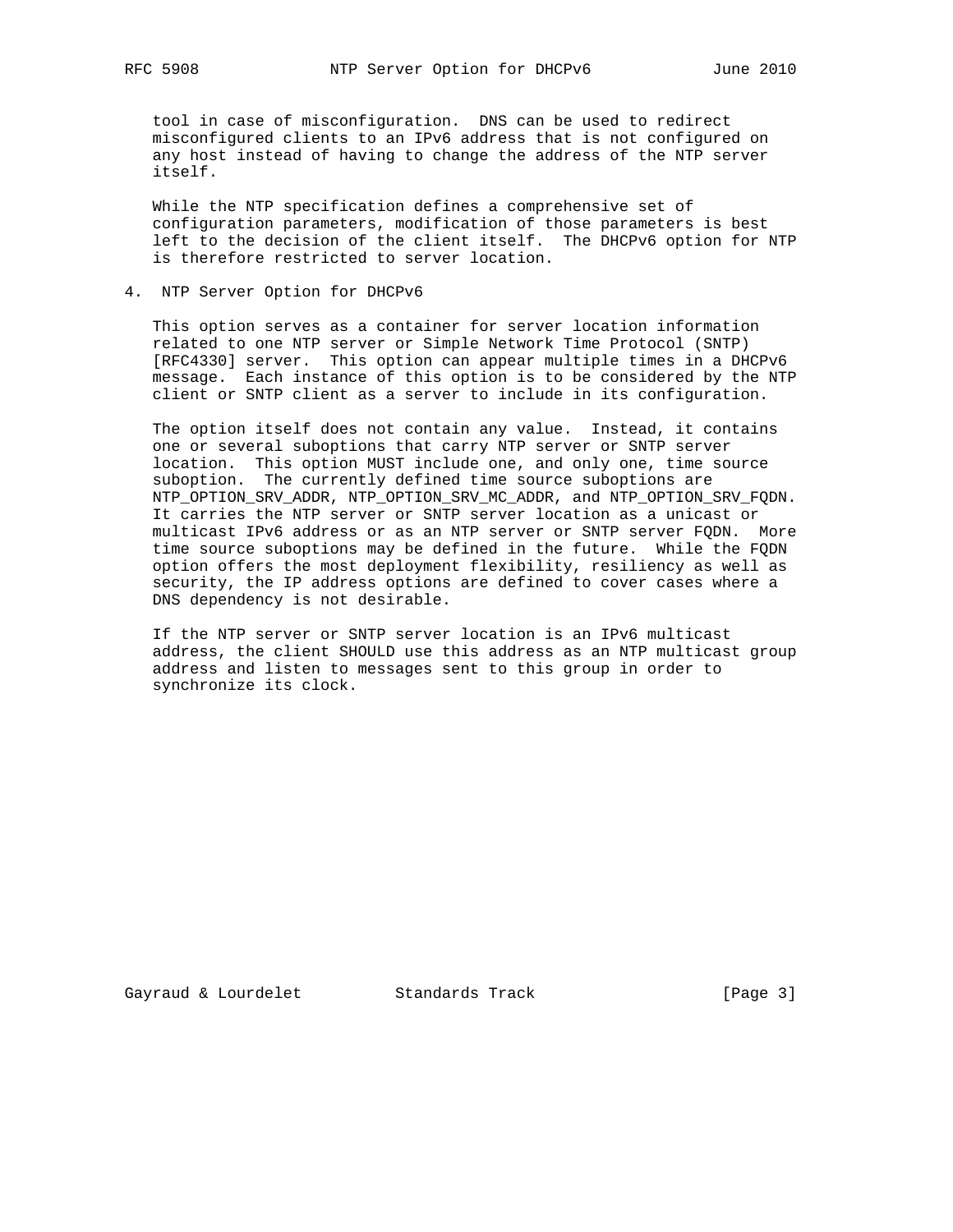tool in case of misconfiguration. DNS can be used to redirect misconfigured clients to an IPv6 address that is not configured on any host instead of having to change the address of the NTP server itself.

While the NTP specification defines a comprehensive set of configuration parameters, modification of those parameters is best left to the decision of the client itself. The DHCPv6 option for NTP is therefore restricted to server location.

## 4. NTP Server Option for DHCPv6

This option serves as a container for server location information related to one NTP server or Simple Network Time Protocol (SNTP) [RFC4330] server. This option can appear multiple times in a DHCPv6 message. Each instance of this option is to be considered by the NTP client or SNTP client as a server to include in its configuration.

The option itself does not contain any value. Instead, it contains one or several suboptions that carry NTP server or SNTP server location. This option MUST include one, and only one, time source suboption. The currently defined time source suboptions are NTP_OPTION_SRV_ADDR, NTP_OPTION_SRV_MC_ADDR, and NTP_OPTION_SRV_FQDN. It carries the NTP server or SNTP server location as a unicast or multicast IPv6 address or as an NTP server or SNTP server FQDN. More time source suboptions may be defined in the future. While the FQDN option offers the most deployment flexibility, resiliency as well as security, the IP address options are defined to cover cases where a DNS dependency is not desirable.

If the NTP server or SNTP server location is an IPv6 multicast address, the client SHOULD use this address as an NTP multicast group address and listen to messages sent to this group in order to synchronize its clock.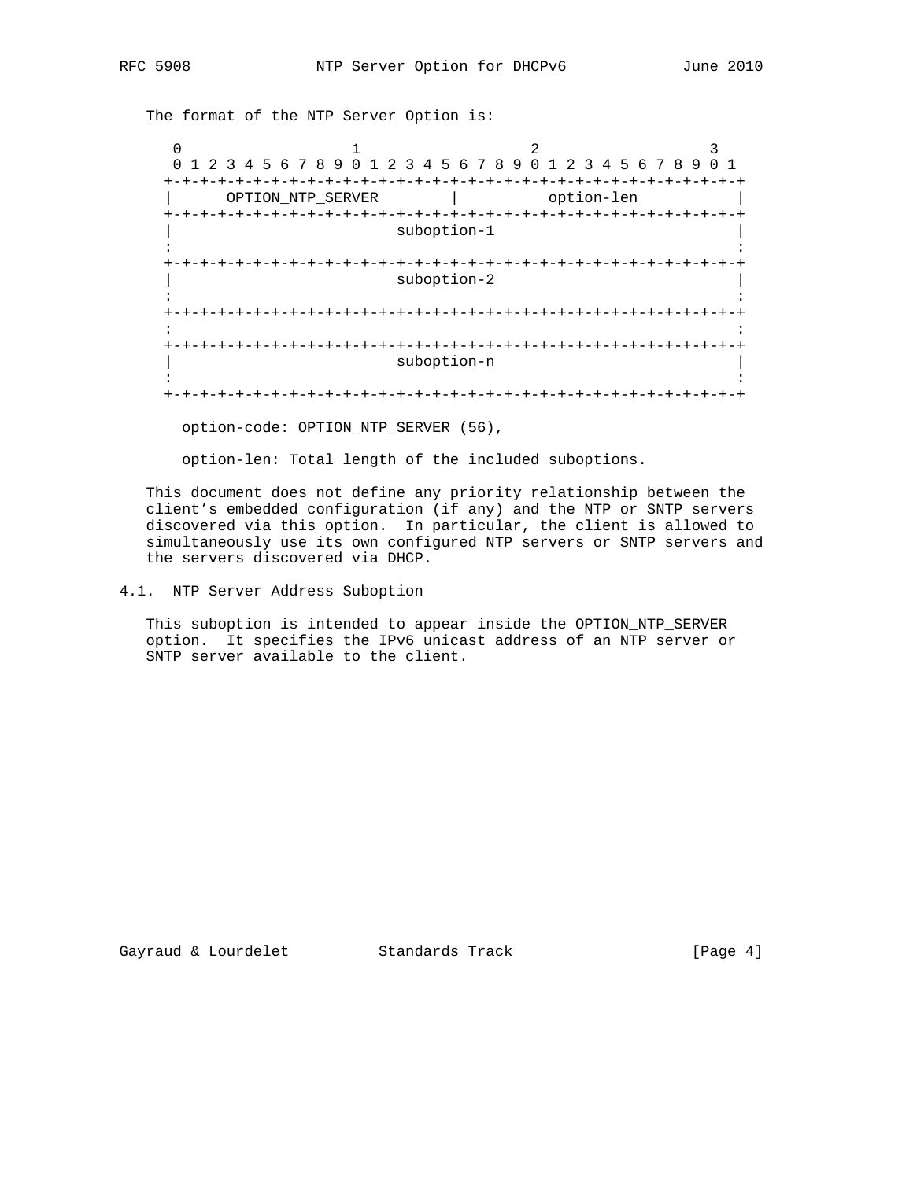The format of the NTP Server Option is:

```
 0                   1                   2                   3
 0 1 2 3 4 5 6 7 8 9 0 1 2 3 4 5 6 7 8 9 0 1 2 3 4 5 6 7 8 9 0 1
+-+-+-+-+-+-+-+-+-+-+-+-+-+-+-+-+-+-+-+-+-+-+-+-+-+-+-+-+-+-+-+-+
|      OPTION_NTP_SERVER        |          option-len           |
+-+-+-+-+-+-+-+-+-+-+-+-+-+-+-+-+-+-+-+-+-+-+-+-+-+-+-+-+-+-+-+-+
|                         suboption-1                           |
:                                                               :
+-+-+-+-+-+-+-+-+-+-+-+-+-+-+-+-+-+-+-+-+-+-+-+-+-+-+-+-+-+-+-+-+
|                         suboption-2                           |
:                                                               :
+-+-+-+-+-+-+-+-+-+-+-+-+-+-+-+-+-+-+-+-+-+-+-+-+-+-+-+-+-+-+-+-+
:                                                               :
+-+-+-+-+-+-+-+-+-+-+-+-+-+-+-+-+-+-+-+-+-+-+-+-+-+-+-+-+-+-+-+-+
|                         suboption-n                           |
:                                                               :
+-+-+-+-+-+-+-+-+-+-+-+-+-+-+-+-+-+-+-+-+-+-+-+-+-+-+-+-+-+-+-+-+
```

option-code: OPTION_NTP_SERVER (56),

option-len: Total length of the included suboptions.

This document does not define any priority relationship between the client's embedded configuration (if any) and the NTP or SNTP servers discovered via this option. In particular, the client is allowed to simultaneously use its own configured NTP servers or SNTP servers and the servers discovered via DHCP.

### 4.1. NTP Server Address Suboption

This suboption is intended to appear inside the OPTION_NTP_SERVER option. It specifies the IPv6 unicast address of an NTP server or SNTP server available to the client.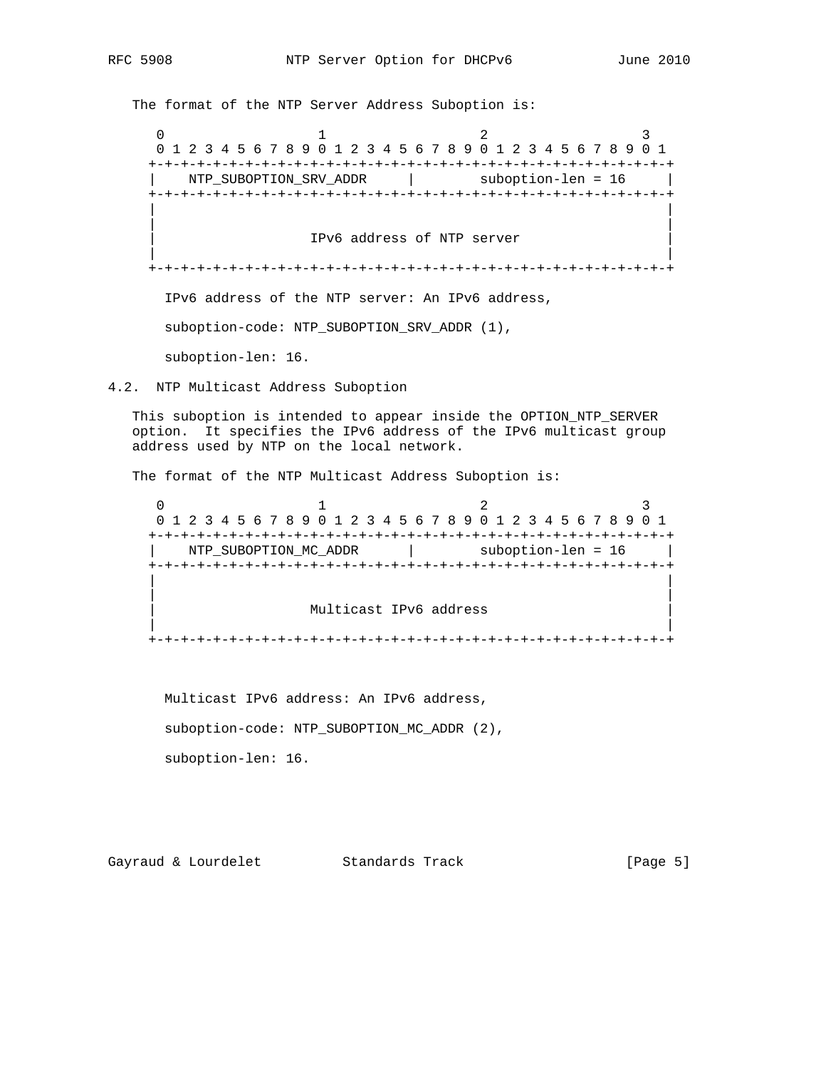The format of the NTP Server Address Suboption is:

```
 0                   1                   2                   3
 0 1 2 3 4 5 6 7 8 9 0 1 2 3 4 5 6 7 8 9 0 1 2 3 4 5 6 7 8 9 0 1
+-+-+-+-+-+-+-+-+-+-+-+-+-+-+-+-+-+-+-+-+-+-+-+-+-+-+-+-+-+-+-+-+
|    NTP_SUBOPTION_SRV_ADDR     |        suboption-len = 16     |
+-+-+-+-+-+-+-+-+-+-+-+-+-+-+-+-+-+-+-+-+-+-+-+-+-+-+-+-+-+-+-+-+
|                                                               |
|                                                               |
|                   IPv6 address of NTP server                  |
|                                                               |
+-+-+-+-+-+-+-+-+-+-+-+-+-+-+-+-+-+-+-+-+-+-+-+-+-+-+-+-+-+-+-+-+
```

IPv6 address of the NTP server: An IPv6 address,

suboption-code: NTP_SUBOPTION_SRV_ADDR (1),

suboption-len: 16.

### 4.2. NTP Multicast Address Suboption

This suboption is intended to appear inside the OPTION_NTP_SERVER option. It specifies the IPv6 address of the IPv6 multicast group address used by NTP on the local network.

The format of the NTP Multicast Address Suboption is:

```
 0                   1                   2                   3
 0 1 2 3 4 5 6 7 8 9 0 1 2 3 4 5 6 7 8 9 0 1 2 3 4 5 6 7 8 9 0 1
+-+-+-+-+-+-+-+-+-+-+-+-+-+-+-+-+-+-+-+-+-+-+-+-+-+-+-+-+-+-+-+-+
|    NTP_SUBOPTION_MC_ADDR      |        suboption-len = 16     |
+-+-+-+-+-+-+-+-+-+-+-+-+-+-+-+-+-+-+-+-+-+-+-+-+-+-+-+-+-+-+-+-+
|                                                               |
|                                                               |
|                   Multicast IPv6 address                      |
|                                                               |
+-+-+-+-+-+-+-+-+-+-+-+-+-+-+-+-+-+-+-+-+-+-+-+-+-+-+-+-+-+-+-+-+
```

Multicast IPv6 address: An IPv6 address,

suboption-code: NTP_SUBOPTION_MC_ADDR (2),

suboption-len: 16.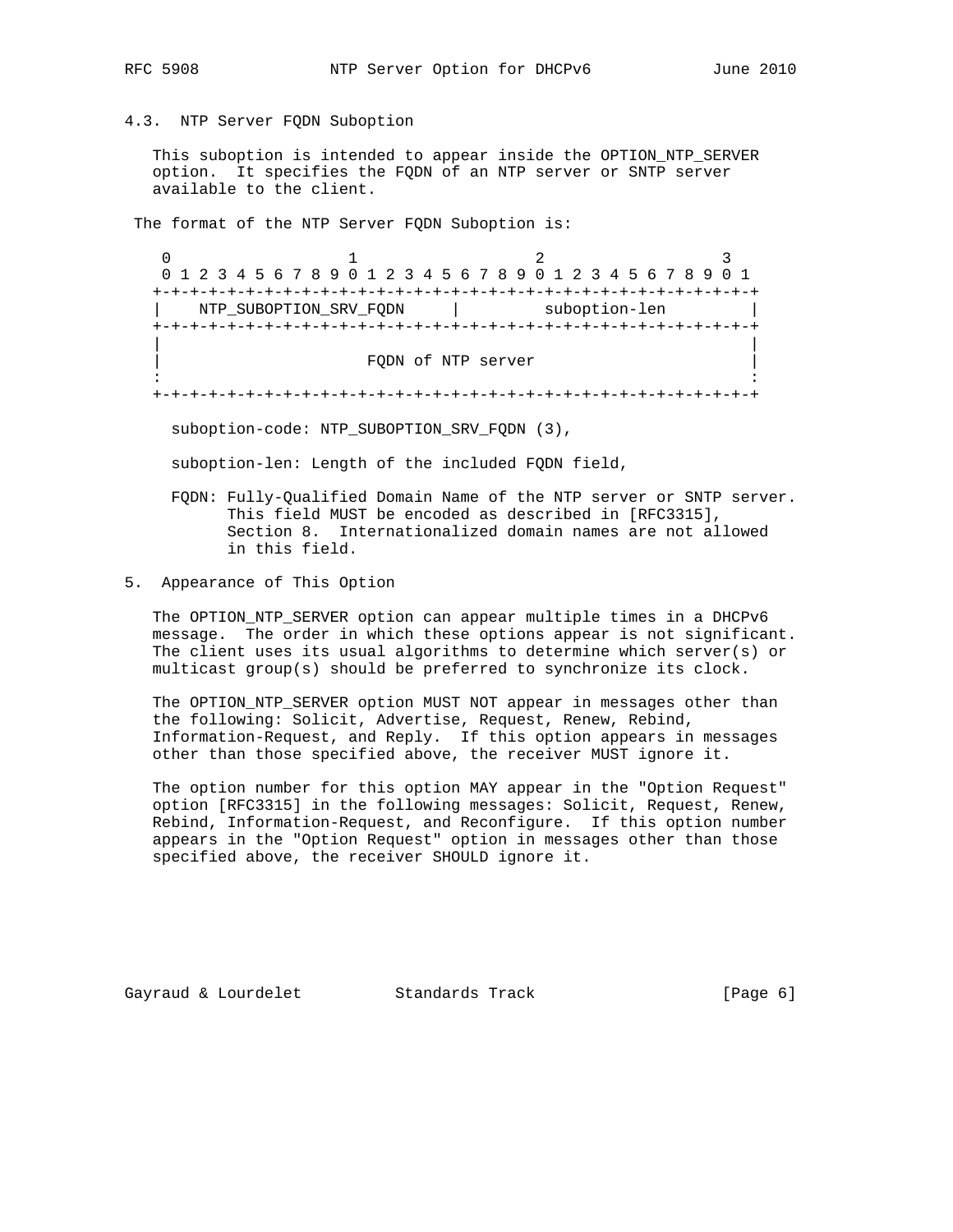### 4.3. NTP Server FQDN Suboption

This suboption is intended to appear inside the OPTION_NTP_SERVER option. It specifies the FQDN of an NTP server or SNTP server available to the client.

The format of the NTP Server FQDN Suboption is:

```
  0                   1                   2                   3
  0 1 2 3 4 5 6 7 8 9 0 1 2 3 4 5 6 7 8 9 0 1 2 3 4 5 6 7 8 9 0 1
 +-+-+-+-+-+-+-+-+-+-+-+-+-+-+-+-+-+-+-+-+-+-+-+-+-+-+-+-+-+-+-+-+
 |    NTP_SUBOPTION_SRV_FQDN     |         suboption-len         |
 +-+-+-+-+-+-+-+-+-+-+-+-+-+-+-+-+-+-+-+-+-+-+-+-+-+-+-+-+-+-+-+-+
 |                                                               |
 |                      FQDN of NTP server                       |
 :                                                               :
 +-+-+-+-+-+-+-+-+-+-+-+-+-+-+-+-+-+-+-+-+-+-+-+-+-+-+-+-+-+-+-+-+
```

suboption-code: NTP_SUBOPTION_SRV_FQDN (3),

suboption-len: Length of the included FQDN field,

FQDN: Fully-Qualified Domain Name of the NTP server or SNTP server. This field MUST be encoded as described in [RFC3315], Section 8. Internationalized domain names are not allowed in this field.

## 5. Appearance of This Option

The OPTION_NTP_SERVER option can appear multiple times in a DHCPv6 message. The order in which these options appear is not significant. The client uses its usual algorithms to determine which server(s) or multicast group(s) should be preferred to synchronize its clock.

The OPTION_NTP_SERVER option MUST NOT appear in messages other than the following: Solicit, Advertise, Request, Renew, Rebind, Information-Request, and Reply. If this option appears in messages other than those specified above, the receiver MUST ignore it.

The option number for this option MAY appear in the "Option Request" option [RFC3315] in the following messages: Solicit, Request, Renew, Rebind, Information-Request, and Reconfigure. If this option number appears in the "Option Request" option in messages other than those specified above, the receiver SHOULD ignore it.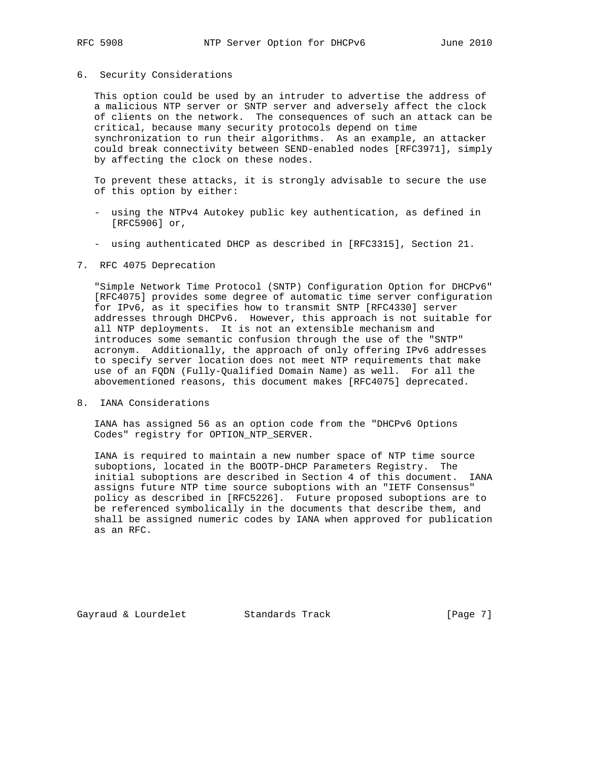## 6. Security Considerations

This option could be used by an intruder to advertise the address of a malicious NTP server or SNTP server and adversely affect the clock of clients on the network. The consequences of such an attack can be critical, because many security protocols depend on time synchronization to run their algorithms. As an example, an attacker could break connectivity between SEND-enabled nodes [RFC3971], simply by affecting the clock on these nodes.

To prevent these attacks, it is strongly advisable to secure the use of this option by either:

- using the NTPv4 Autokey public key authentication, as defined in [RFC5906] or,
- using authenticated DHCP as described in [RFC3315], Section 21.

## 7. RFC 4075 Deprecation

"Simple Network Time Protocol (SNTP) Configuration Option for DHCPv6" [RFC4075] provides some degree of automatic time server configuration for IPv6, as it specifies how to transmit SNTP [RFC4330] server addresses through DHCPv6. However, this approach is not suitable for all NTP deployments. It is not an extensible mechanism and introduces some semantic confusion through the use of the "SNTP" acronym. Additionally, the approach of only offering IPv6 addresses to specify server location does not meet NTP requirements that make use of an FQDN (Fully-Qualified Domain Name) as well. For all the abovementioned reasons, this document makes [RFC4075] deprecated.

## 8. IANA Considerations

IANA has assigned 56 as an option code from the "DHCPv6 Options Codes" registry for OPTION_NTP_SERVER.

IANA is required to maintain a new number space of NTP time source suboptions, located in the BOOTP-DHCP Parameters Registry. The initial suboptions are described in Section 4 of this document. IANA assigns future NTP time source suboptions with an "IETF Consensus" policy as described in [RFC5226]. Future proposed suboptions are to be referenced symbolically in the documents that describe them, and shall be assigned numeric codes by IANA when approved for publication as an RFC.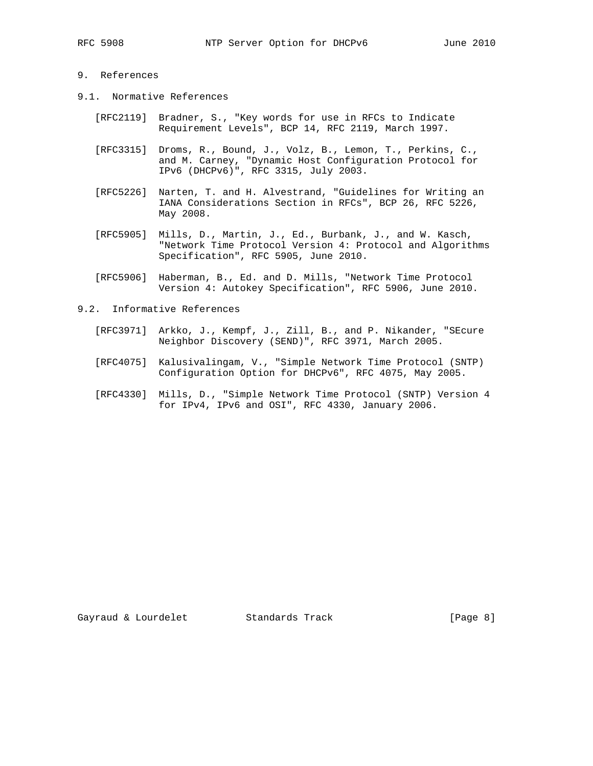# 9. References

## 9.1. Normative References

[RFC2119] Bradner, S., "Key words for use in RFCs to Indicate Requirement Levels", BCP 14, RFC 2119, March 1997.

[RFC3315] Droms, R., Bound, J., Volz, B., Lemon, T., Perkins, C., and M. Carney, "Dynamic Host Configuration Protocol for IPv6 (DHCPv6)", RFC 3315, July 2003.

[RFC5226] Narten, T. and H. Alvestrand, "Guidelines for Writing an IANA Considerations Section in RFCs", BCP 26, RFC 5226, May 2008.

[RFC5905] Mills, D., Martin, J., Ed., Burbank, J., and W. Kasch, "Network Time Protocol Version 4: Protocol and Algorithms Specification", RFC 5905, June 2010.

[RFC5906] Haberman, B., Ed. and D. Mills, "Network Time Protocol Version 4: Autokey Specification", RFC 5906, June 2010.

## 9.2. Informative References

[RFC3971] Arkko, J., Kempf, J., Zill, B., and P. Nikander, "SEcure Neighbor Discovery (SEND)", RFC 3971, March 2005.

[RFC4075] Kalusivalingam, V., "Simple Network Time Protocol (SNTP) Configuration Option for DHCPv6", RFC 4075, May 2005.

[RFC4330] Mills, D., "Simple Network Time Protocol (SNTP) Version 4 for IPv4, IPv6 and OSI", RFC 4330, January 2006.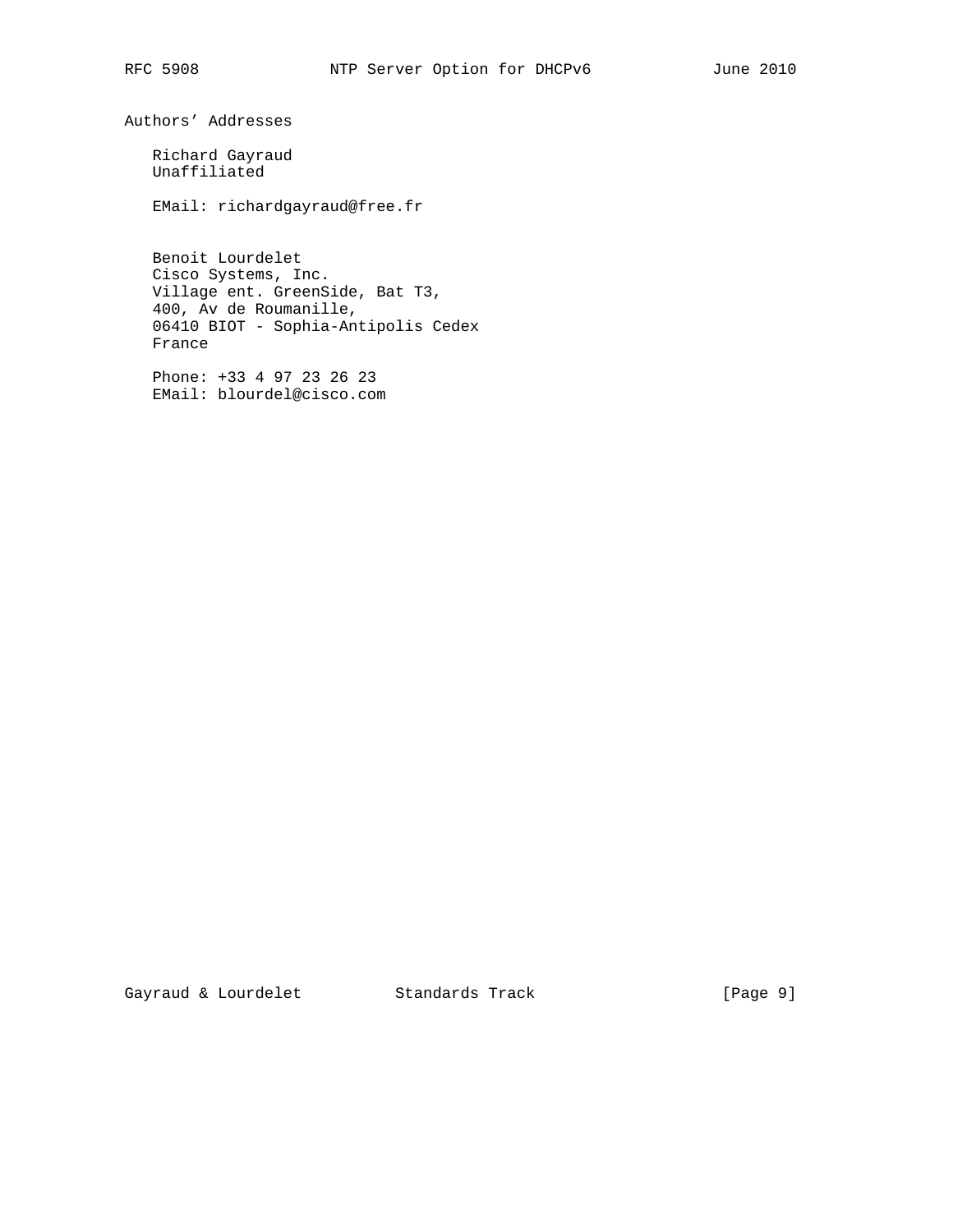## Authors' Addresses

Richard Gayraud
Unaffiliated

EMail: richardgayraud@free.fr

Benoit Lourdelet
Cisco Systems, Inc.
Village ent. GreenSide, Bat T3,
400, Av de Roumanille,
06410 BIOT - Sophia-Antipolis Cedex
France

Phone: +33 4 97 23 26 23
EMail: blourdel@cisco.com